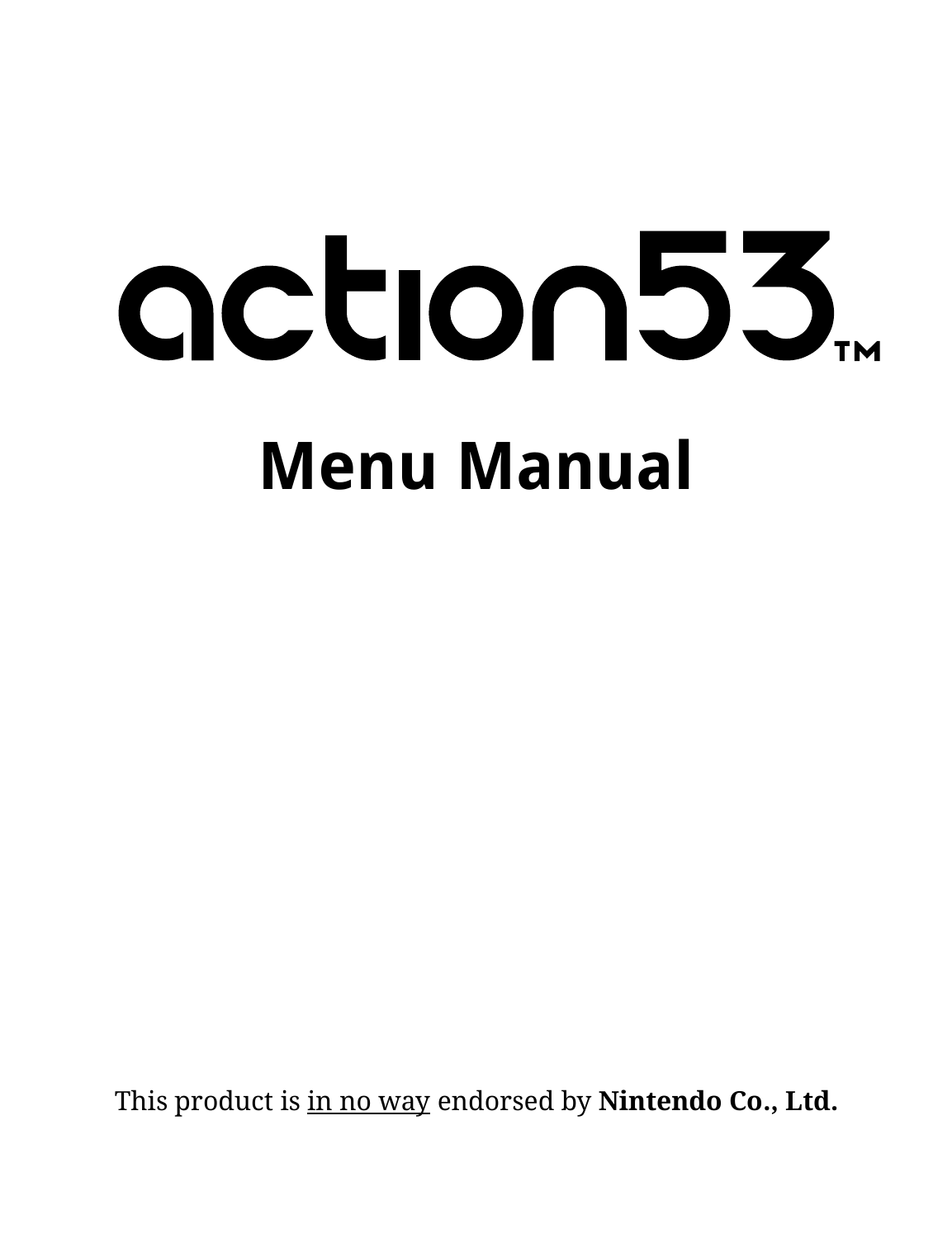# action53™

## Menu Manual

This product is <u>in no way</u> endorsed by **Nintendo Co., Ltd.**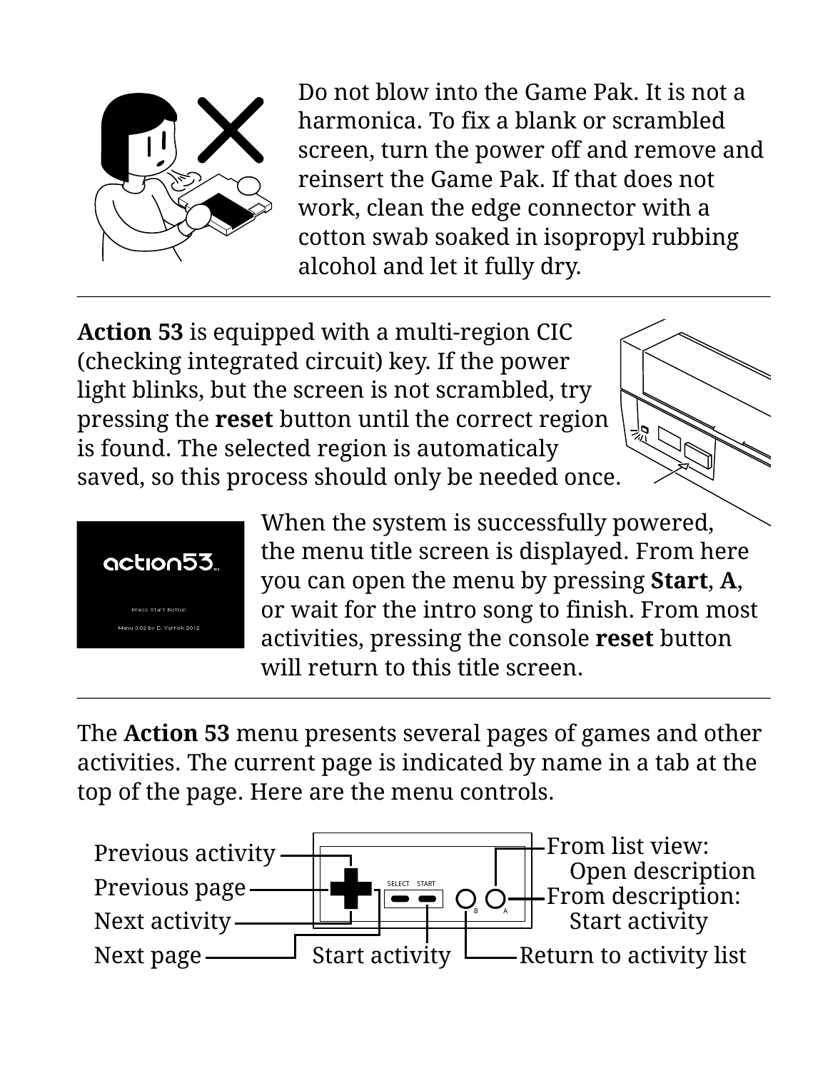Do not blow into the Game Pak. It is not a harmonica. To fix a blank or scrambled screen, turn the power off and remove and reinsert the Game Pak. If that does not work, clean the edge connector with a cotton swab soaked in isopropyl rubbing alcohol and let it fully dry.

---

**Action 53** is equipped with a multi-region CIC (checking integrated circuit) key. If the power light blinks, but the screen is not scrambled, try pressing the **reset** button until the correct region is found. The selected region is automaticaly saved, so this process should only be needed once.

When the system is successfully powered, the menu title screen is displayed. From here you can open the menu by pressing **Start**, **A**, or wait for the intro song to finish. From most activities, pressing the console **reset** button will return to this title screen.

---

The **Action 53** menu presents several pages of games and other activities. The current page is indicated by name in a tab at the top of the page. Here are the menu controls.

Previous activity

Previous page

Next activity

Next page

Start activity

Return to activity list

From list view: Open description

From description: Start activity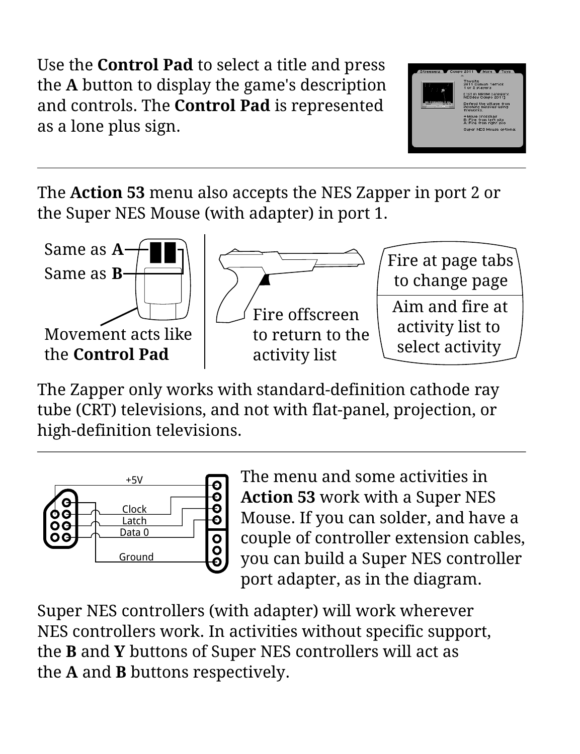Use the **Control Pad** to select a title and press the **A** button to display the game's description and controls. The **Control Pad** is represented as a lone plus sign.

Streemerz Compo 2011 More Toys

Thwaite
2011 Damian Yerrick
1 or 2 players

1st in NROM category, NESdev Compo 2011

Defend the village from incoming missiles using fireworks.

+ Move crosshair
B: Fire from left silo
A: Fire from right silo

Super NES Mouse optional

---

The **Action 53** menu also accepts the NES Zapper in port 2 or the Super NES Mouse (with adapter) in port 1.

Same as **A**

Same as **B**

Movement acts like the **Control Pad**

Fire offscreen to return to the activity list

Fire at page tabs to change page

Aim and fire at activity list to select activity

The Zapper only works with standard-definition cathode ray tube (CRT) televisions, and not with flat-panel, projection, or high-definition televisions.

---

+5V

Clock

Latch

Data 0

Ground

The menu and some activities in **Action 53** work with a Super NES Mouse. If you can solder, and have a couple of controller extension cables, you can build a Super NES controller port adapter, as in the diagram.

Super NES controllers (with adapter) will work wherever NES controllers work. In activities without specific support, the **B** and **Y** buttons of Super NES controllers will act as the **A** and **B** buttons respectively.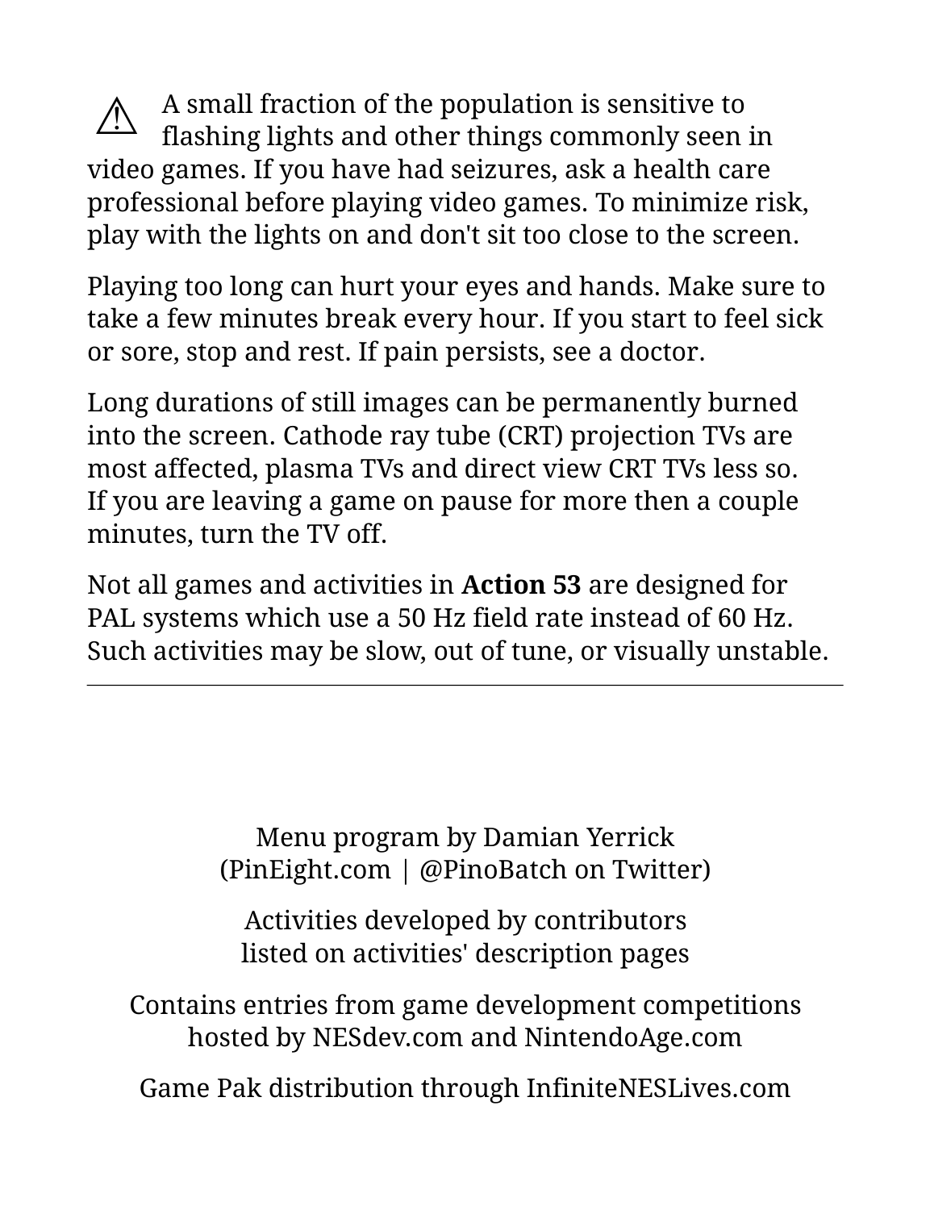⚠ A small fraction of the population is sensitive to flashing lights and other things commonly seen in video games. If you have had seizures, ask a health care professional before playing video games. To minimize risk, play with the lights on and don't sit too close to the screen.

Playing too long can hurt your eyes and hands. Make sure to take a few minutes break every hour. If you start to feel sick or sore, stop and rest. If pain persists, see a doctor.

Long durations of still images can be permanently burned into the screen. Cathode ray tube (CRT) projection TVs are most affected, plasma TVs and direct view CRT TVs less so. If you are leaving a game on pause for more then a couple minutes, turn the TV off.

Not all games and activities in **Action 53** are designed for PAL systems which use a 50 Hz field rate instead of 60 Hz. Such activities may be slow, out of tune, or visually unstable.

---

Menu program by Damian Yerrick
(PinEight.com | @PinoBatch on Twitter)

Activities developed by contributors
listed on activities' description pages

Contains entries from game development competitions
hosted by NESdev.com and NintendoAge.com

Game Pak distribution through InfiniteNESLives.com